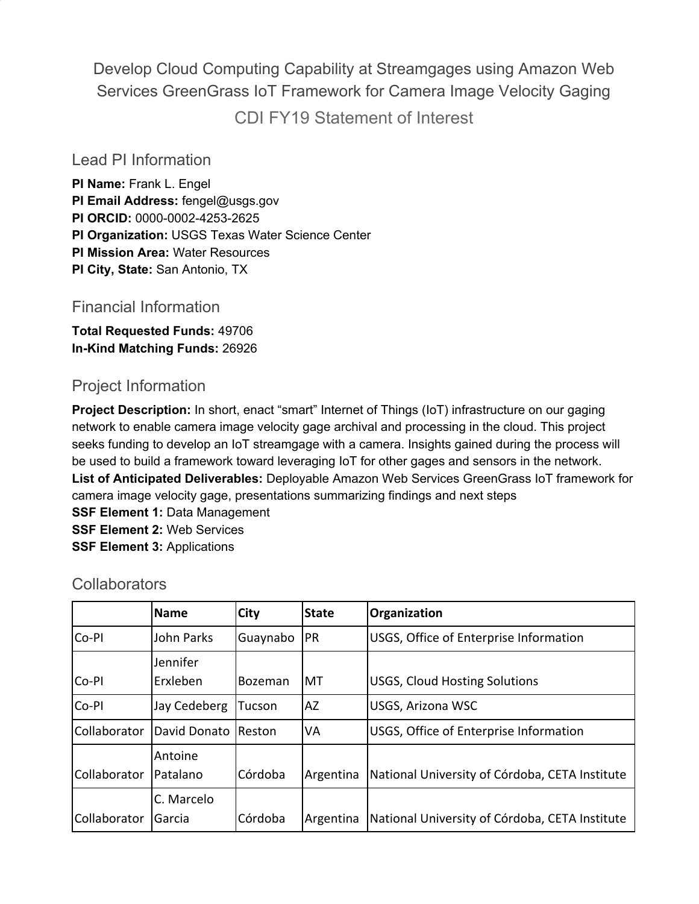# Develop Cloud Computing Capability at Streamgages using Amazon Web Services GreenGrass IoT Framework for Camera Image Velocity Gaging

CDI FY19 Statement of Interest

## Lead PI Information

**PI Name:** Frank L. Engel
**PI Email Address:** fengel@usgs.gov
**PI ORCID:** 0000-0002-4253-2625
**PI Organization:** USGS Texas Water Science Center
**PI Mission Area:** Water Resources
**PI City, State:** San Antonio, TX

## Financial Information

**Total Requested Funds:** 49706
**In-Kind Matching Funds:** 26926

## Project Information

**Project Description:** In short, enact “smart” Internet of Things (IoT) infrastructure on our gaging network to enable camera image velocity gage archival and processing in the cloud. This project seeks funding to develop an IoT streamgage with a camera. Insights gained during the process will be used to build a framework toward leveraging IoT for other gages and sensors in the network.
**List of Anticipated Deliverables:** Deployable Amazon Web Services GreenGrass IoT framework for camera image velocity gage, presentations summarizing findings and next steps
**SSF Element 1:** Data Management
**SSF Element 2:** Web Services
**SSF Element 3:** Applications

## Collaborators

| | Name | City | State | Organization |
|---|---|---|---|---|
| Co-PI | John Parks | Guaynabo | PR | USGS, Office of Enterprise Information |
| Co-PI | Jennifer Erxleben | Bozeman | MT | USGS, Cloud Hosting Solutions |
| Co-PI | Jay Cedeberg | Tucson | AZ | USGS, Arizona WSC |
| Collaborator | David Donato | Reston | VA | USGS, Office of Enterprise Information |
| Collaborator | Antoine Patalano | Córdoba | Argentina | National University of Córdoba, CETA Institute |
| Collaborator | C. Marcelo Garcia | Córdoba | Argentina | National University of Córdoba, CETA Institute |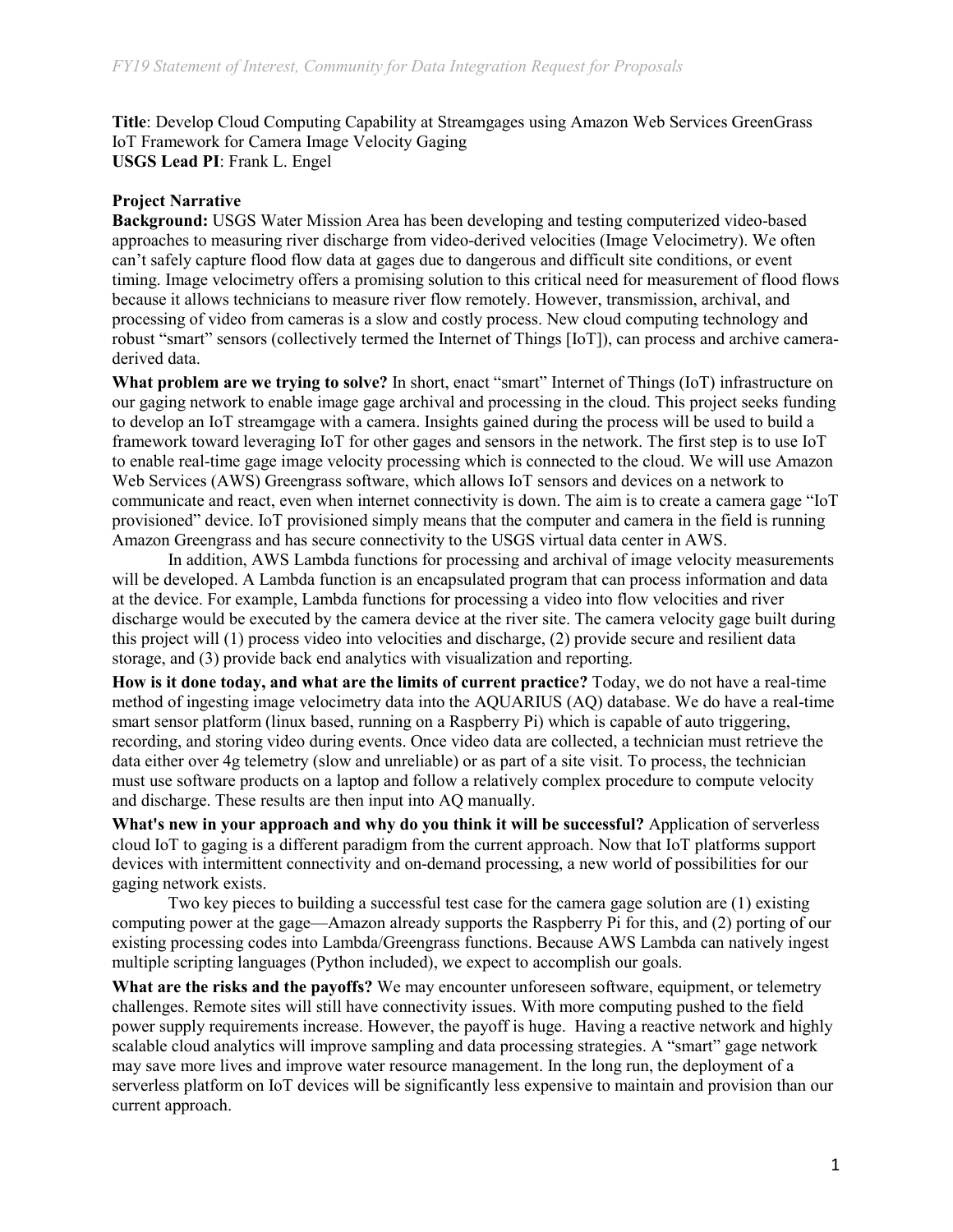**Title**: Develop Cloud Computing Capability at Streamgages using Amazon Web Services GreenGrass IoT Framework for Camera Image Velocity Gaging

**USGS Lead PI**: Frank L. Engel

**Project Narrative**

**Background:** USGS Water Mission Area has been developing and testing computerized video-based approaches to measuring river discharge from video-derived velocities (Image Velocimetry). We often can't safely capture flood flow data at gages due to dangerous and difficult site conditions, or event timing. Image velocimetry offers a promising solution to this critical need for measurement of flood flows because it allows technicians to measure river flow remotely. However, transmission, archival, and processing of video from cameras is a slow and costly process. New cloud computing technology and robust "smart" sensors (collectively termed the Internet of Things [IoT]), can process and archive camera-derived data.

**What problem are we trying to solve?** In short, enact "smart" Internet of Things (IoT) infrastructure on our gaging network to enable image gage archival and processing in the cloud. This project seeks funding to develop an IoT streamgage with a camera. Insights gained during the process will be used to build a framework toward leveraging IoT for other gages and sensors in the network. The first step is to use IoT to enable real-time gage image velocity processing which is connected to the cloud. We will use Amazon Web Services (AWS) Greengrass software, which allows IoT sensors and devices on a network to communicate and react, even when internet connectivity is down. The aim is to create a camera gage "IoT provisioned" device. IoT provisioned simply means that the computer and camera in the field is running Amazon Greengrass and has secure connectivity to the USGS virtual data center in AWS.

In addition, AWS Lambda functions for processing and archival of image velocity measurements will be developed. A Lambda function is an encapsulated program that can process information and data at the device. For example, Lambda functions for processing a video into flow velocities and river discharge would be executed by the camera device at the river site. The camera velocity gage built during this project will (1) process video into velocities and discharge, (2) provide secure and resilient data storage, and (3) provide back end analytics with visualization and reporting.

**How is it done today, and what are the limits of current practice?** Today, we do not have a real-time method of ingesting image velocimetry data into the AQUARIUS (AQ) database. We do have a real-time smart sensor platform (linux based, running on a Raspberry Pi) which is capable of auto triggering, recording, and storing video during events. Once video data are collected, a technician must retrieve the data either over 4g telemetry (slow and unreliable) or as part of a site visit. To process, the technician must use software products on a laptop and follow a relatively complex procedure to compute velocity and discharge. These results are then input into AQ manually.

**What's new in your approach and why do you think it will be successful?** Application of serverless cloud IoT to gaging is a different paradigm from the current approach. Now that IoT platforms support devices with intermittent connectivity and on-demand processing, a new world of possibilities for our gaging network exists.

Two key pieces to building a successful test case for the camera gage solution are (1) existing computing power at the gage—Amazon already supports the Raspberry Pi for this, and (2) porting of our existing processing codes into Lambda/Greengrass functions. Because AWS Lambda can natively ingest multiple scripting languages (Python included), we expect to accomplish our goals.

**What are the risks and the payoffs?** We may encounter unforeseen software, equipment, or telemetry challenges. Remote sites will still have connectivity issues. With more computing pushed to the field power supply requirements increase. However, the payoff is huge. Having a reactive network and highly scalable cloud analytics will improve sampling and data processing strategies. A "smart" gage network may save more lives and improve water resource management. In the long run, the deployment of a serverless platform on IoT devices will be significantly less expensive to maintain and provision than our current approach.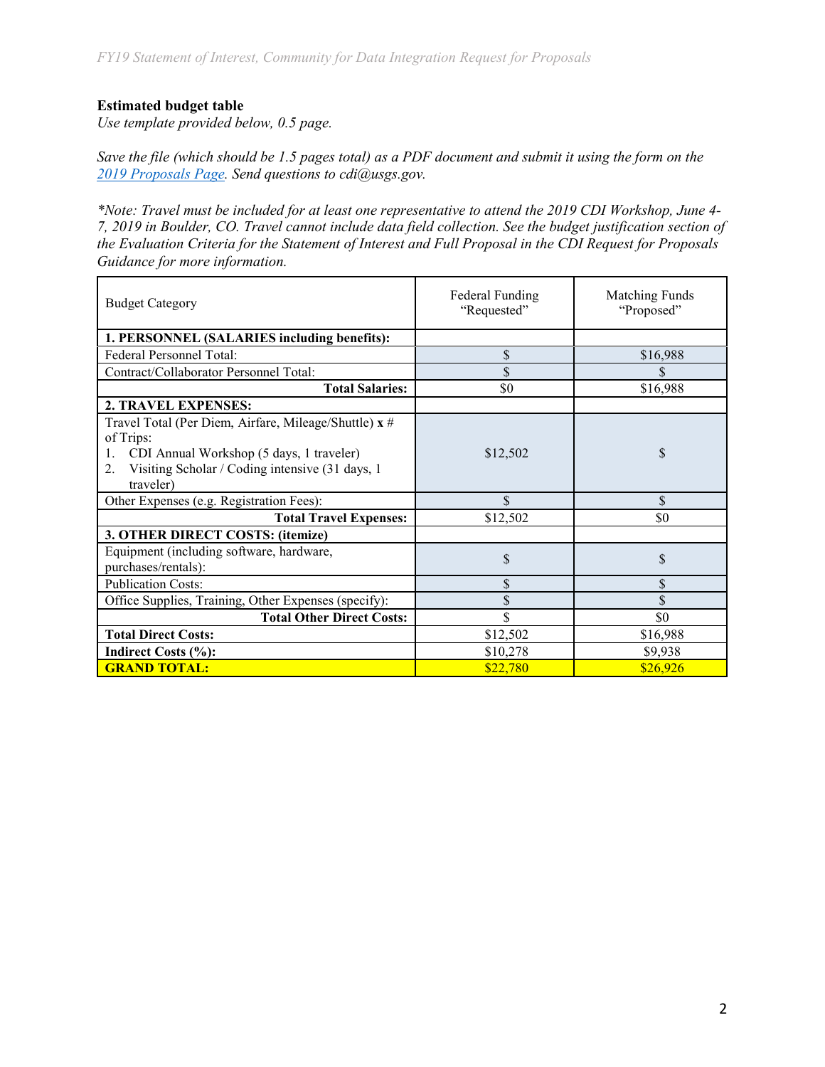**Estimated budget table**

*Use template provided below, 0.5 page.*

*Save the file (which should be 1.5 pages total) as a PDF document and submit it using the form on the [2019 Proposals Page](). Send questions to cdi@usgs.gov.*

*\*Note: Travel must be included for at least one representative to attend the 2019 CDI Workshop, June 4-7, 2019 in Boulder, CO. Travel cannot include data field collection. See the budget justification section of the Evaluation Criteria for the Statement of Interest and Full Proposal in the CDI Request for Proposals Guidance for more information.*

| Budget Category | Federal Funding "Requested" | Matching Funds "Proposed" |
|---|---|---|
| **1. PERSONNEL (SALARIES including benefits):** | | |
| Federal Personnel Total: | $ | $16,988 |
| Contract/Collaborator Personnel Total: | $ | $ |
| **Total Salaries:** | $0 | $16,988 |
| **2. TRAVEL EXPENSES:** | | |
| Travel Total (Per Diem, Airfare, Mileage/Shuttle) **x** # of Trips: 1. CDI Annual Workshop (5 days, 1 traveler) 2. Visiting Scholar / Coding intensive (31 days, 1 traveler) | $12,502 | $ |
| Other Expenses (e.g. Registration Fees): | $ | $ |
| **Total Travel Expenses:** | $12,502 | $0 |
| **3. OTHER DIRECT COSTS: (itemize)** | | |
| Equipment (including software, hardware, purchases/rentals): | $ | $ |
| Publication Costs: | $ | $ |
| Office Supplies, Training, Other Expenses (specify): | $ | $ |
| **Total Other Direct Costs:** | $ | $0 |
| **Total Direct Costs:** | $12,502 | $16,988 |
| **Indirect Costs (%):** | $10,278 | $9,938 |
| **GRAND TOTAL:** | $22,780 | $26,926 |